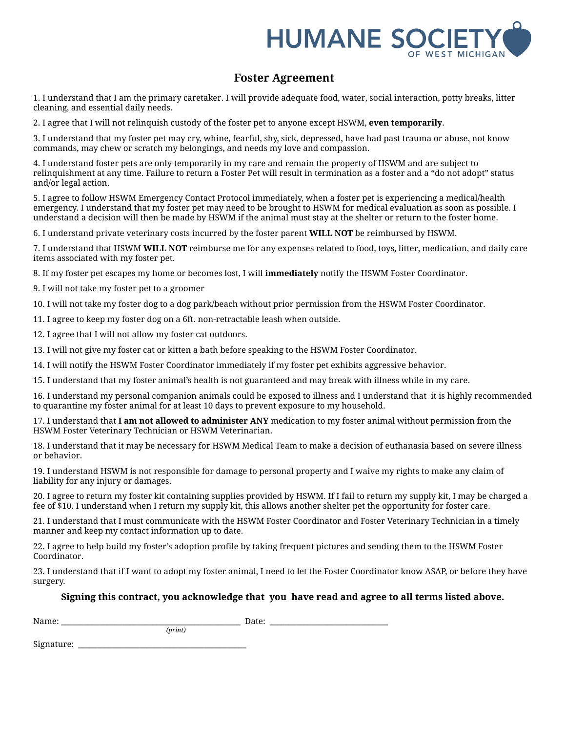HUMANE SOCIETY OF WEST MICHIGAN

# Foster Agreement

1. I understand that I am the primary caretaker. I will provide adequate food, water, social interaction, potty breaks, litter cleaning, and essential daily needs.

2. I agree that I will not relinquish custody of the foster pet to anyone except HSWM, **even temporarily**.

3. I understand that my foster pet may cry, whine, fearful, shy, sick, depressed, have had past trauma or abuse, not know commands, may chew or scratch my belongings, and needs my love and compassion.

4. I understand foster pets are only temporarily in my care and remain the property of HSWM and are subject to relinquishment at any time. Failure to return a Foster Pet will result in termination as a foster and a "do not adopt" status and/or legal action.

5. I agree to follow HSWM Emergency Contact Protocol immediately, when a foster pet is experiencing a medical/health emergency. I understand that my foster pet may need to be brought to HSWM for medical evaluation as soon as possible. I understand a decision will then be made by HSWM if the animal must stay at the shelter or return to the foster home.

6. I understand private veterinary costs incurred by the foster parent **WILL NOT** be reimbursed by HSWM.

7. I understand that HSWM **WILL NOT** reimburse me for any expenses related to food, toys, litter, medication, and daily care items associated with my foster pet.

8. If my foster pet escapes my home or becomes lost, I will **immediately** notify the HSWM Foster Coordinator.

9. I will not take my foster pet to a groomer

10. I will not take my foster dog to a dog park/beach without prior permission from the HSWM Foster Coordinator.

11. I agree to keep my foster dog on a 6ft. non-retractable leash when outside.

12. I agree that I will not allow my foster cat outdoors.

13. I will not give my foster cat or kitten a bath before speaking to the HSWM Foster Coordinator.

14. I will notify the HSWM Foster Coordinator immediately if my foster pet exhibits aggressive behavior.

15. I understand that my foster animal's health is not guaranteed and may break with illness while in my care.

16. I understand my personal companion animals could be exposed to illness and I understand that it is highly recommended to quarantine my foster animal for at least 10 days to prevent exposure to my household.

17. I understand that **I am not allowed to administer ANY** medication to my foster animal without permission from the HSWM Foster Veterinary Technician or HSWM Veterinarian.

18. I understand that it may be necessary for HSWM Medical Team to make a decision of euthanasia based on severe illness or behavior.

19. I understand HSWM is not responsible for damage to personal property and I waive my rights to make any claim of liability for any injury or damages.

20. I agree to return my foster kit containing supplies provided by HSWM. If I fail to return my supply kit, I may be charged a fee of $10. I understand when I return my supply kit, this allows another shelter pet the opportunity for foster care.

21. I understand that I must communicate with the HSWM Foster Coordinator and Foster Veterinary Technician in a timely manner and keep my contact information up to date.

22. I agree to help build my foster's adoption profile by taking frequent pictures and sending them to the HSWM Foster Coordinator.

23. I understand that if I want to adopt my foster animal, I need to let the Foster Coordinator know ASAP, or before they have surgery.

**Signing this contract, you acknowledge that you have read and agree to all terms listed above.**

Name: ______________________________________________ Date: ______________________________
*(print)*

Signature: ___________________________________________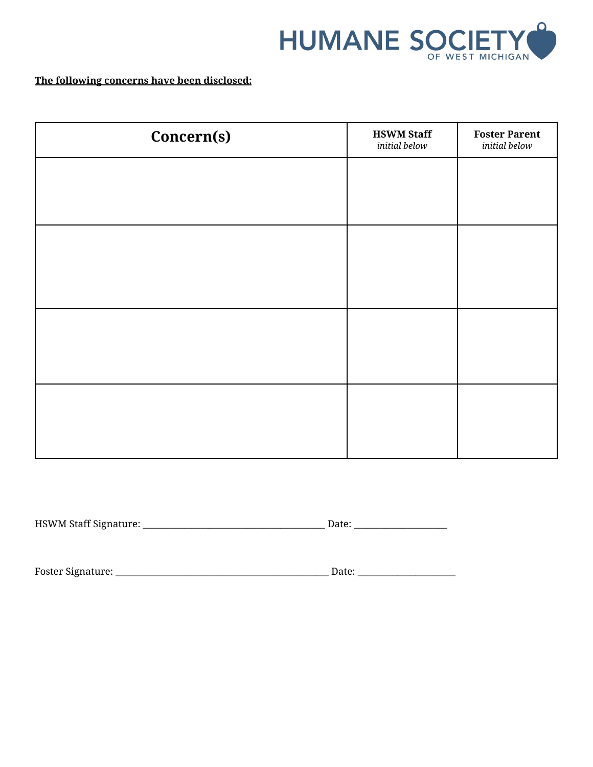HUMANE SOCIETY OF WEST MICHIGAN

**The following concerns have been disclosed:**

| Concern(s) | **HSWM Staff** *initial below* | **Foster Parent** *initial below* |
|---|---|---|
| | | |
| | | |
| | | |
| | | |

HSWM Staff Signature: ________________________________________ Date: ____________________

Foster Signature: _______________________________________________ Date: _____________________